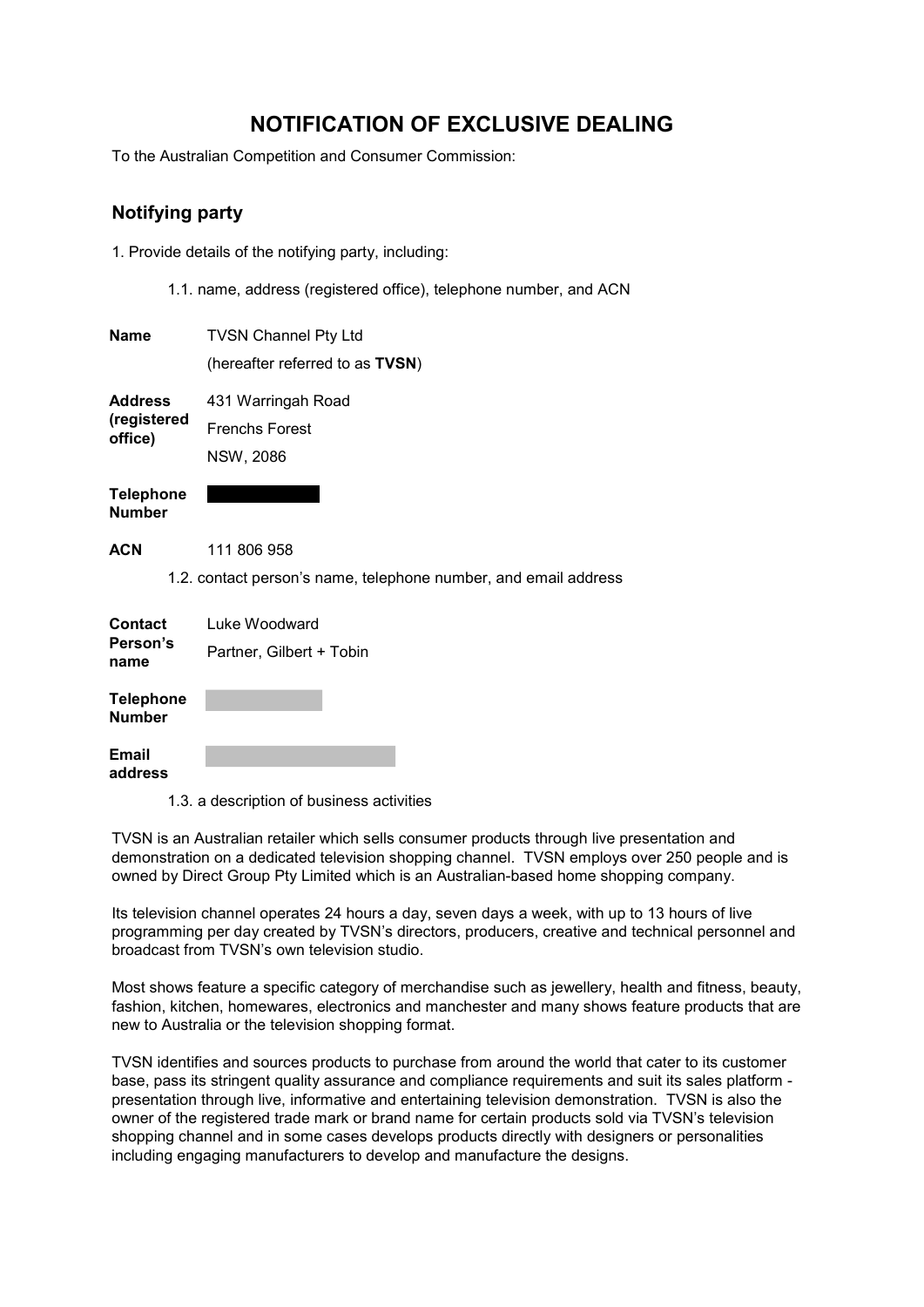# NOTIFICATION OF EXCLUSIVE DEALING

To the Australian Competition and Consumer Commission:

## Notifying party

1. Provide details of the notifying party, including:

1.1. name, address (registered office), telephone number, and ACN

| | |
|---|---|
| **Name** | TVSN Channel Pty Ltd<br>(hereafter referred to as **TVSN**) |
| **Address (registered office)** | 431 Warringah Road<br>Frenchs Forest<br>NSW, 2086 |
| **Telephone Number** | |
| **ACN** | 111 806 958 |

1.2. contact person's name, telephone number, and email address

| | |
|---|---|
| **Contact Person's name** | Luke Woodward<br>Partner, Gilbert + Tobin |
| **Telephone Number** | |
| **Email address** | |

1.3. a description of business activities

TVSN is an Australian retailer which sells consumer products through live presentation and demonstration on a dedicated television shopping channel. TVSN employs over 250 people and is owned by Direct Group Pty Limited which is an Australian-based home shopping company.

Its television channel operates 24 hours a day, seven days a week, with up to 13 hours of live programming per day created by TVSN's directors, producers, creative and technical personnel and broadcast from TVSN's own television studio.

Most shows feature a specific category of merchandise such as jewellery, health and fitness, beauty, fashion, kitchen, homewares, electronics and manchester and many shows feature products that are new to Australia or the television shopping format.

TVSN identifies and sources products to purchase from around the world that cater to its customer base, pass its stringent quality assurance and compliance requirements and suit its sales platform - presentation through live, informative and entertaining television demonstration. TVSN is also the owner of the registered trade mark or brand name for certain products sold via TVSN's television shopping channel and in some cases develops products directly with designers or personalities including engaging manufacturers to develop and manufacture the designs.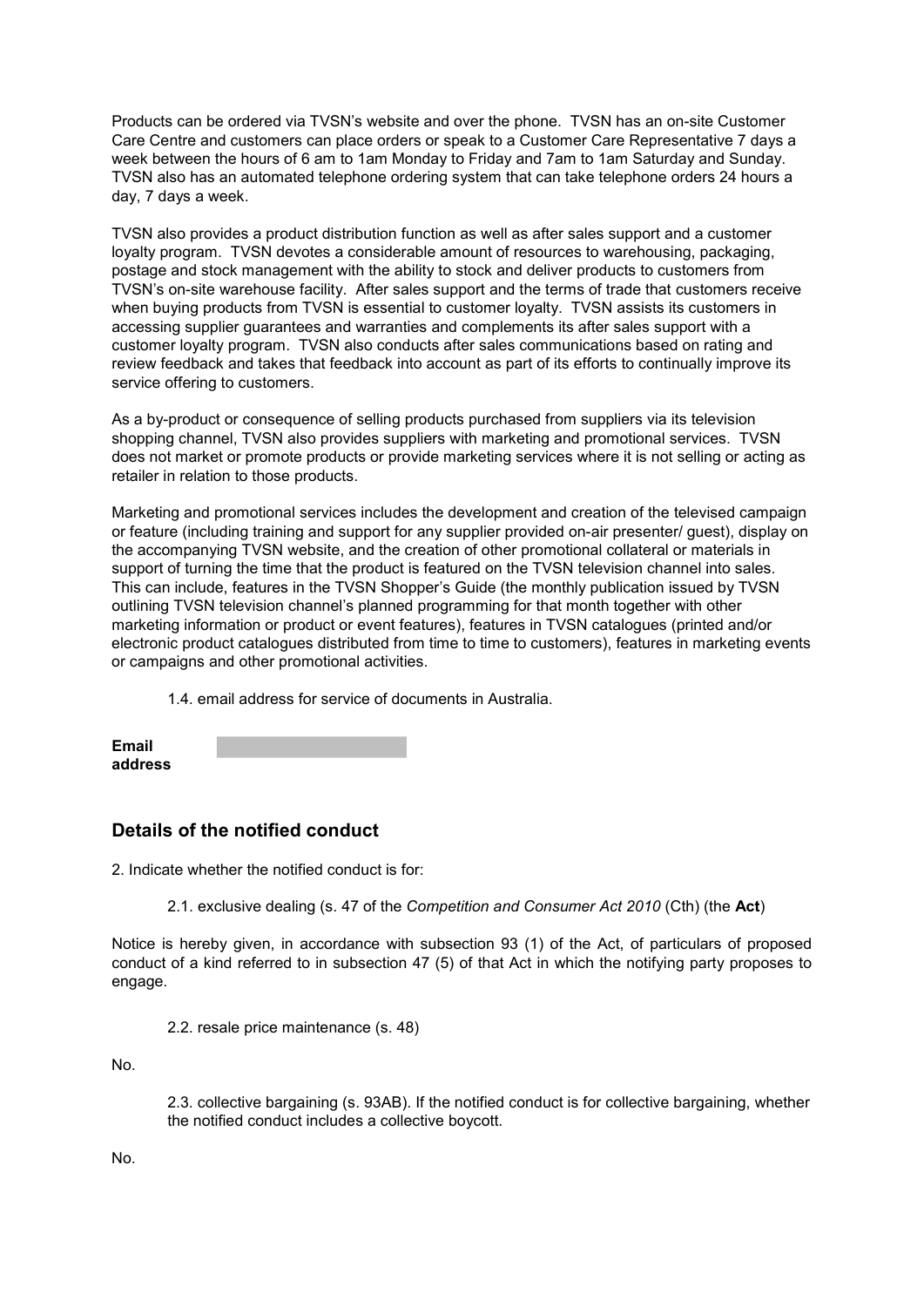Products can be ordered via TVSN's website and over the phone. TVSN has an on-site Customer Care Centre and customers can place orders or speak to a Customer Care Representative 7 days a week between the hours of 6 am to 1am Monday to Friday and 7am to 1am Saturday and Sunday. TVSN also has an automated telephone ordering system that can take telephone orders 24 hours a day, 7 days a week.

TVSN also provides a product distribution function as well as after sales support and a customer loyalty program. TVSN devotes a considerable amount of resources to warehousing, packaging, postage and stock management with the ability to stock and deliver products to customers from TVSN's on-site warehouse facility. After sales support and the terms of trade that customers receive when buying products from TVSN is essential to customer loyalty. TVSN assists its customers in accessing supplier guarantees and warranties and complements its after sales support with a customer loyalty program. TVSN also conducts after sales communications based on rating and review feedback and takes that feedback into account as part of its efforts to continually improve its service offering to customers.

As a by-product or consequence of selling products purchased from suppliers via its television shopping channel, TVSN also provides suppliers with marketing and promotional services. TVSN does not market or promote products or provide marketing services where it is not selling or acting as retailer in relation to those products.

Marketing and promotional services includes the development and creation of the televised campaign or feature (including training and support for any supplier provided on-air presenter/ guest), display on the accompanying TVSN website, and the creation of other promotional collateral or materials in support of turning the time that the product is featured on the TVSN television channel into sales. This can include, features in the TVSN Shopper's Guide (the monthly publication issued by TVSN outlining TVSN television channel's planned programming for that month together with other marketing information or product or event features), features in TVSN catalogues (printed and/or electronic product catalogues distributed from time to time to customers), features in marketing events or campaigns and other promotional activities.

1.4. email address for service of documents in Australia.

**Email address**

## Details of the notified conduct

2. Indicate whether the notified conduct is for:

2.1. exclusive dealing (s. 47 of the *Competition and Consumer Act 2010* (Cth) (the **Act**)

Notice is hereby given, in accordance with subsection 93 (1) of the Act, of particulars of proposed conduct of a kind referred to in subsection 47 (5) of that Act in which the notifying party proposes to engage.

2.2. resale price maintenance (s. 48)

No.

2.3. collective bargaining (s. 93AB). If the notified conduct is for collective bargaining, whether the notified conduct includes a collective boycott.

No.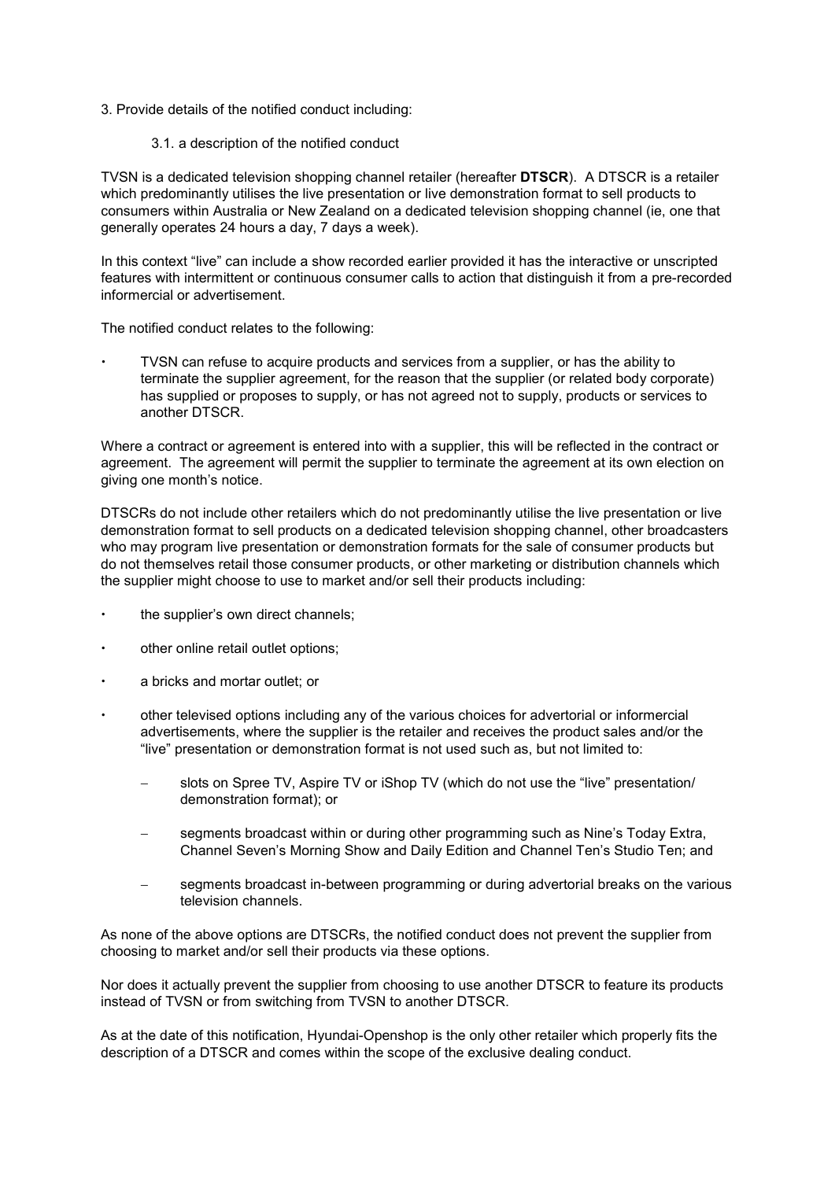3. Provide details of the notified conduct including:

   3.1. a description of the notified conduct

TVSN is a dedicated television shopping channel retailer (hereafter **DTSCR**). A DTSCR is a retailer which predominantly utilises the live presentation or live demonstration format to sell products to consumers within Australia or New Zealand on a dedicated television shopping channel (ie, one that generally operates 24 hours a day, 7 days a week).

In this context "live" can include a show recorded earlier provided it has the interactive or unscripted features with intermittent or continuous consumer calls to action that distinguish it from a pre-recorded informercial or advertisement.

The notified conduct relates to the following:

- TVSN can refuse to acquire products and services from a supplier, or has the ability to terminate the supplier agreement, for the reason that the supplier (or related body corporate) has supplied or proposes to supply, or has not agreed not to supply, products or services to another DTSCR.

Where a contract or agreement is entered into with a supplier, this will be reflected in the contract or agreement. The agreement will permit the supplier to terminate the agreement at its own election on giving one month's notice.

DTSCRs do not include other retailers which do not predominantly utilise the live presentation or live demonstration format to sell products on a dedicated television shopping channel, other broadcasters who may program live presentation or demonstration formats for the sale of consumer products but do not themselves retail those consumer products, or other marketing or distribution channels which the supplier might choose to use to market and/or sell their products including:

- the supplier's own direct channels;
- other online retail outlet options;
- a bricks and mortar outlet; or
- other televised options including any of the various choices for advertorial or informercial advertisements, where the supplier is the retailer and receives the product sales and/or the "live" presentation or demonstration format is not used such as, but not limited to:
  - slots on Spree TV, Aspire TV or iShop TV (which do not use the "live" presentation/ demonstration format); or
  - segments broadcast within or during other programming such as Nine's Today Extra, Channel Seven's Morning Show and Daily Edition and Channel Ten's Studio Ten; and
  - segments broadcast in-between programming or during advertorial breaks on the various television channels.

As none of the above options are DTSCRs, the notified conduct does not prevent the supplier from choosing to market and/or sell their products via these options.

Nor does it actually prevent the supplier from choosing to use another DTSCR to feature its products instead of TVSN or from switching from TVSN to another DTSCR.

As at the date of this notification, Hyundai-Openshop is the only other retailer which properly fits the description of a DTSCR and comes within the scope of the exclusive dealing conduct.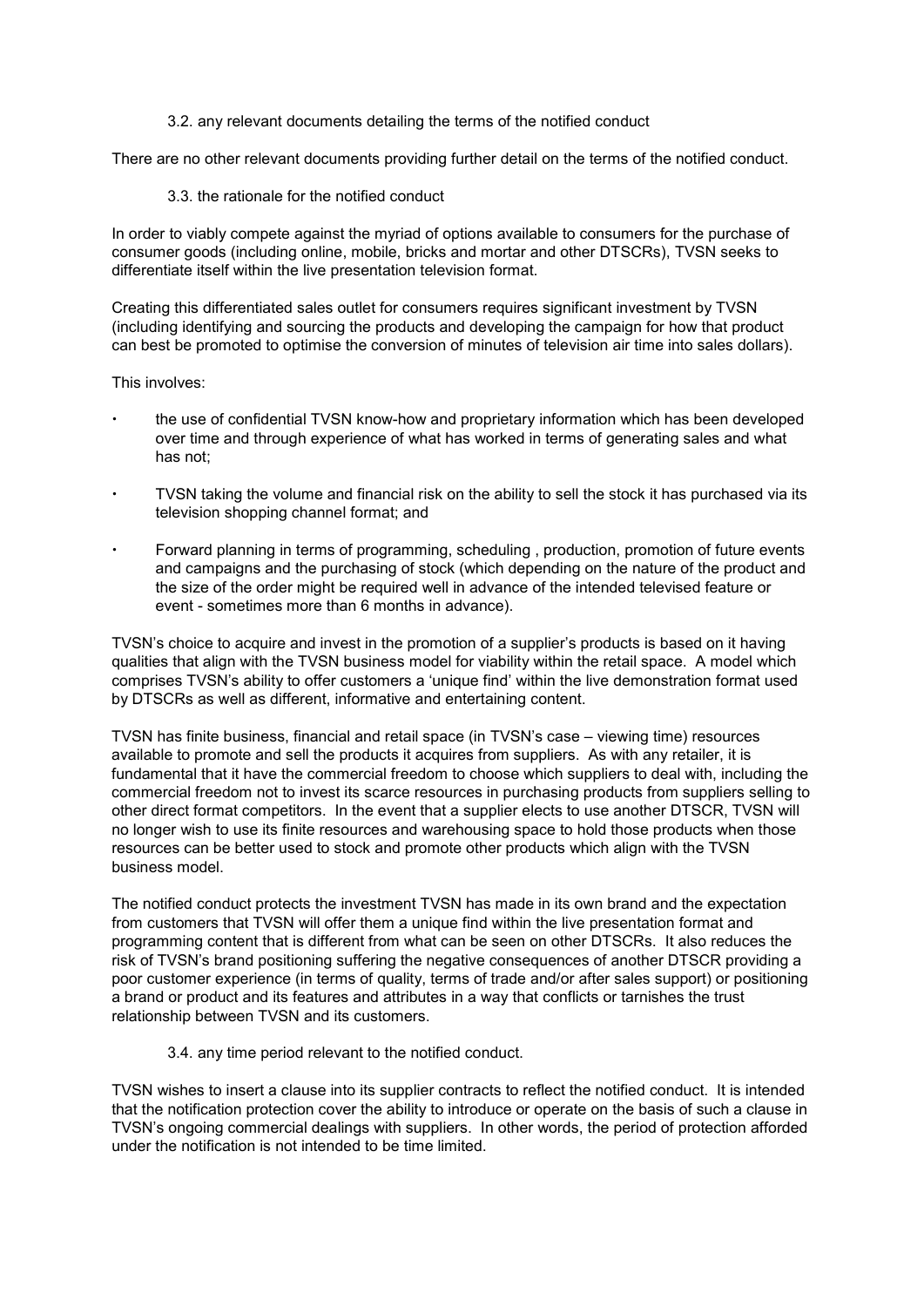3.2. any relevant documents detailing the terms of the notified conduct

There are no other relevant documents providing further detail on the terms of the notified conduct.

3.3. the rationale for the notified conduct

In order to viably compete against the myriad of options available to consumers for the purchase of consumer goods (including online, mobile, bricks and mortar and other DTSCRs), TVSN seeks to differentiate itself within the live presentation television format.

Creating this differentiated sales outlet for consumers requires significant investment by TVSN (including identifying and sourcing the products and developing the campaign for how that product can best be promoted to optimise the conversion of minutes of television air time into sales dollars).

This involves:

- the use of confidential TVSN know-how and proprietary information which has been developed over time and through experience of what has worked in terms of generating sales and what has not;
- TVSN taking the volume and financial risk on the ability to sell the stock it has purchased via its television shopping channel format; and
- Forward planning in terms of programming, scheduling , production, promotion of future events and campaigns and the purchasing of stock (which depending on the nature of the product and the size of the order might be required well in advance of the intended televised feature or event - sometimes more than 6 months in advance).

TVSN's choice to acquire and invest in the promotion of a supplier's products is based on it having qualities that align with the TVSN business model for viability within the retail space. A model which comprises TVSN's ability to offer customers a 'unique find' within the live demonstration format used by DTSCRs as well as different, informative and entertaining content.

TVSN has finite business, financial and retail space (in TVSN's case – viewing time) resources available to promote and sell the products it acquires from suppliers. As with any retailer, it is fundamental that it have the commercial freedom to choose which suppliers to deal with, including the commercial freedom not to invest its scarce resources in purchasing products from suppliers selling to other direct format competitors. In the event that a supplier elects to use another DTSCR, TVSN will no longer wish to use its finite resources and warehousing space to hold those products when those resources can be better used to stock and promote other products which align with the TVSN business model.

The notified conduct protects the investment TVSN has made in its own brand and the expectation from customers that TVSN will offer them a unique find within the live presentation format and programming content that is different from what can be seen on other DTSCRs. It also reduces the risk of TVSN's brand positioning suffering the negative consequences of another DTSCR providing a poor customer experience (in terms of quality, terms of trade and/or after sales support) or positioning a brand or product and its features and attributes in a way that conflicts or tarnishes the trust relationship between TVSN and its customers.

3.4. any time period relevant to the notified conduct.

TVSN wishes to insert a clause into its supplier contracts to reflect the notified conduct. It is intended that the notification protection cover the ability to introduce or operate on the basis of such a clause in TVSN's ongoing commercial dealings with suppliers. In other words, the period of protection afforded under the notification is not intended to be time limited.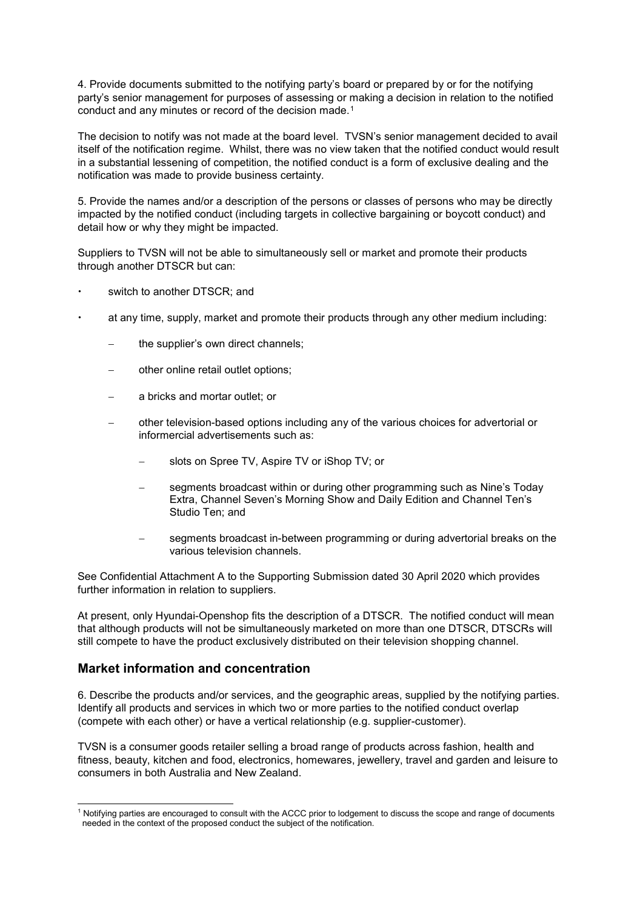4. Provide documents submitted to the notifying party's board or prepared by or for the notifying party's senior management for purposes of assessing or making a decision in relation to the notified conduct and any minutes or record of the decision made.[1]

The decision to notify was not made at the board level. TVSN's senior management decided to avail itself of the notification regime. Whilst, there was no view taken that the notified conduct would result in a substantial lessening of competition, the notified conduct is a form of exclusive dealing and the notification was made to provide business certainty.

5. Provide the names and/or a description of the persons or classes of persons who may be directly impacted by the notified conduct (including targets in collective bargaining or boycott conduct) and detail how or why they might be impacted.

Suppliers to TVSN will not be able to simultaneously sell or market and promote their products through another DTSCR but can:

- switch to another DTSCR; and
- at any time, supply, market and promote their products through any other medium including:
  - the supplier's own direct channels;
  - other online retail outlet options;
  - a bricks and mortar outlet; or
  - other television-based options including any of the various choices for advertorial or informercial advertisements such as:
    - slots on Spree TV, Aspire TV or iShop TV; or
    - segments broadcast within or during other programming such as Nine's Today Extra, Channel Seven's Morning Show and Daily Edition and Channel Ten's Studio Ten; and
    - segments broadcast in-between programming or during advertorial breaks on the various television channels.

See Confidential Attachment A to the Supporting Submission dated 30 April 2020 which provides further information in relation to suppliers.

At present, only Hyundai-Openshop fits the description of a DTSCR. The notified conduct will mean that although products will not be simultaneously marketed on more than one DTSCR, DTSCRs will still compete to have the product exclusively distributed on their television shopping channel.

## Market information and concentration

6. Describe the products and/or services, and the geographic areas, supplied by the notifying parties. Identify all products and services in which two or more parties to the notified conduct overlap (compete with each other) or have a vertical relationship (e.g. supplier-customer).

TVSN is a consumer goods retailer selling a broad range of products across fashion, health and fitness, beauty, kitchen and food, electronics, homewares, jewellery, travel and garden and leisure to consumers in both Australia and New Zealand.

[1] Notifying parties are encouraged to consult with the ACCC prior to lodgement to discuss the scope and range of documents needed in the context of the proposed conduct the subject of the notification.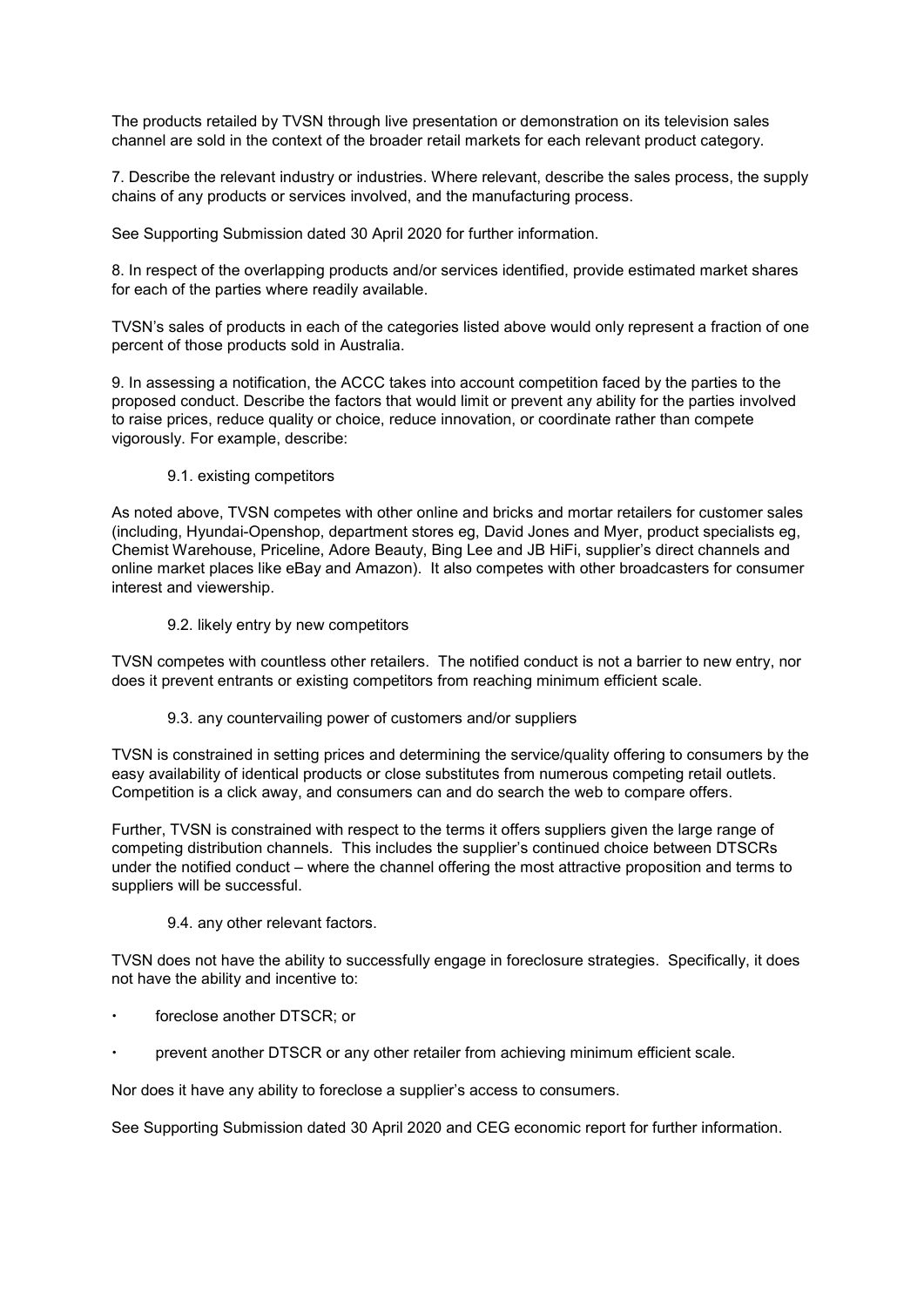The products retailed by TVSN through live presentation or demonstration on its television sales channel are sold in the context of the broader retail markets for each relevant product category.

7. Describe the relevant industry or industries. Where relevant, describe the sales process, the supply chains of any products or services involved, and the manufacturing process.

See Supporting Submission dated 30 April 2020 for further information.

8. In respect of the overlapping products and/or services identified, provide estimated market shares for each of the parties where readily available.

TVSN's sales of products in each of the categories listed above would only represent a fraction of one percent of those products sold in Australia.

9. In assessing a notification, the ACCC takes into account competition faced by the parties to the proposed conduct. Describe the factors that would limit or prevent any ability for the parties involved to raise prices, reduce quality or choice, reduce innovation, or coordinate rather than compete vigorously. For example, describe:

9.1. existing competitors

As noted above, TVSN competes with other online and bricks and mortar retailers for customer sales (including, Hyundai-Openshop, department stores eg, David Jones and Myer, product specialists eg, Chemist Warehouse, Priceline, Adore Beauty, Bing Lee and JB HiFi, supplier's direct channels and online market places like eBay and Amazon). It also competes with other broadcasters for consumer interest and viewership.

9.2. likely entry by new competitors

TVSN competes with countless other retailers. The notified conduct is not a barrier to new entry, nor does it prevent entrants or existing competitors from reaching minimum efficient scale.

9.3. any countervailing power of customers and/or suppliers

TVSN is constrained in setting prices and determining the service/quality offering to consumers by the easy availability of identical products or close substitutes from numerous competing retail outlets. Competition is a click away, and consumers can and do search the web to compare offers.

Further, TVSN is constrained with respect to the terms it offers suppliers given the large range of competing distribution channels. This includes the supplier's continued choice between DTSCRs under the notified conduct – where the channel offering the most attractive proposition and terms to suppliers will be successful.

9.4. any other relevant factors.

TVSN does not have the ability to successfully engage in foreclosure strategies. Specifically, it does not have the ability and incentive to:

- foreclose another DTSCR; or
- prevent another DTSCR or any other retailer from achieving minimum efficient scale.

Nor does it have any ability to foreclose a supplier's access to consumers.

See Supporting Submission dated 30 April 2020 and CEG economic report for further information.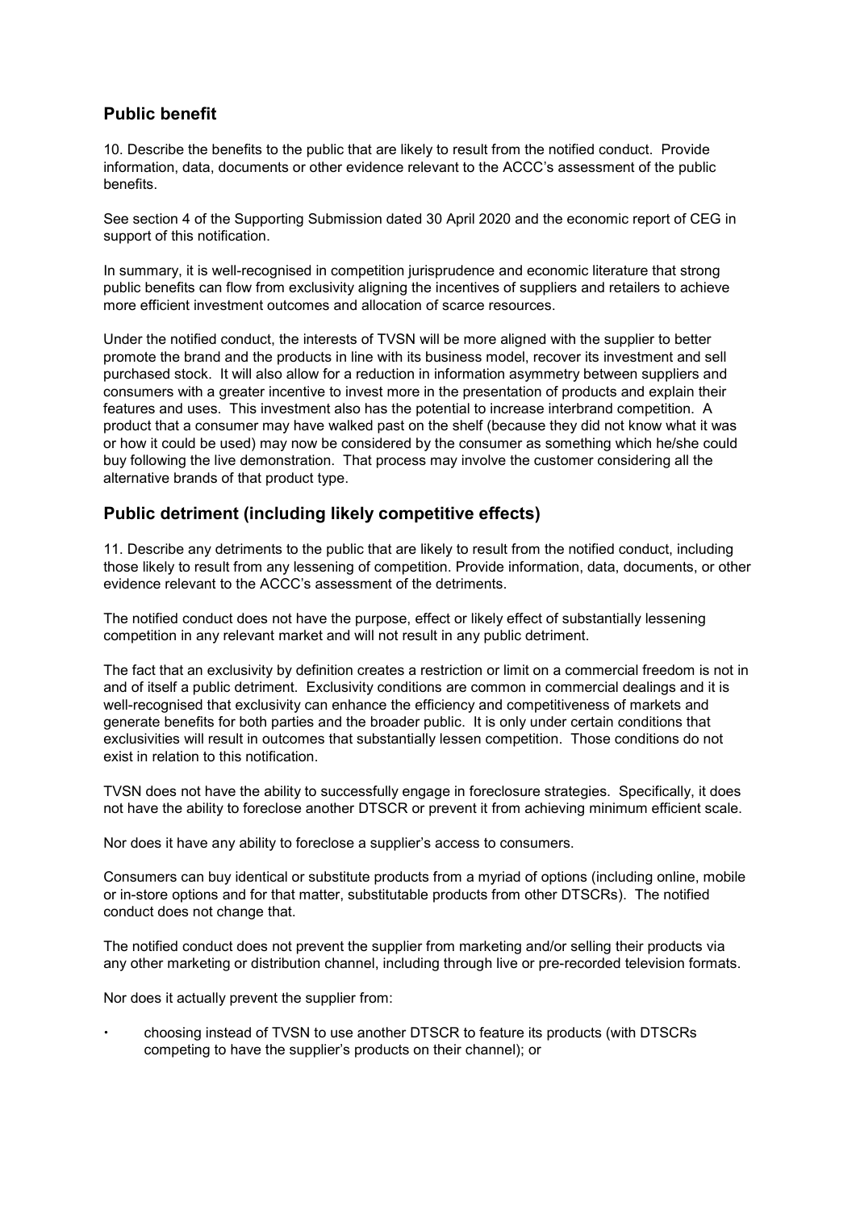## Public benefit

10. Describe the benefits to the public that are likely to result from the notified conduct. Provide information, data, documents or other evidence relevant to the ACCC's assessment of the public benefits.

See section 4 of the Supporting Submission dated 30 April 2020 and the economic report of CEG in support of this notification.

In summary, it is well-recognised in competition jurisprudence and economic literature that strong public benefits can flow from exclusivity aligning the incentives of suppliers and retailers to achieve more efficient investment outcomes and allocation of scarce resources.

Under the notified conduct, the interests of TVSN will be more aligned with the supplier to better promote the brand and the products in line with its business model, recover its investment and sell purchased stock. It will also allow for a reduction in information asymmetry between suppliers and consumers with a greater incentive to invest more in the presentation of products and explain their features and uses. This investment also has the potential to increase interbrand competition. A product that a consumer may have walked past on the shelf (because they did not know what it was or how it could be used) may now be considered by the consumer as something which he/she could buy following the live demonstration. That process may involve the customer considering all the alternative brands of that product type.

## Public detriment (including likely competitive effects)

11. Describe any detriments to the public that are likely to result from the notified conduct, including those likely to result from any lessening of competition. Provide information, data, documents, or other evidence relevant to the ACCC's assessment of the detriments.

The notified conduct does not have the purpose, effect or likely effect of substantially lessening competition in any relevant market and will not result in any public detriment.

The fact that an exclusivity by definition creates a restriction or limit on a commercial freedom is not in and of itself a public detriment. Exclusivity conditions are common in commercial dealings and it is well-recognised that exclusivity can enhance the efficiency and competitiveness of markets and generate benefits for both parties and the broader public. It is only under certain conditions that exclusivities will result in outcomes that substantially lessen competition. Those conditions do not exist in relation to this notification.

TVSN does not have the ability to successfully engage in foreclosure strategies. Specifically, it does not have the ability to foreclose another DTSCR or prevent it from achieving minimum efficient scale.

Nor does it have any ability to foreclose a supplier's access to consumers.

Consumers can buy identical or substitute products from a myriad of options (including online, mobile or in-store options and for that matter, substitutable products from other DTSCRs). The notified conduct does not change that.

The notified conduct does not prevent the supplier from marketing and/or selling their products via any other marketing or distribution channel, including through live or pre-recorded television formats.

Nor does it actually prevent the supplier from:

- choosing instead of TVSN to use another DTSCR to feature its products (with DTSCRs competing to have the supplier's products on their channel); or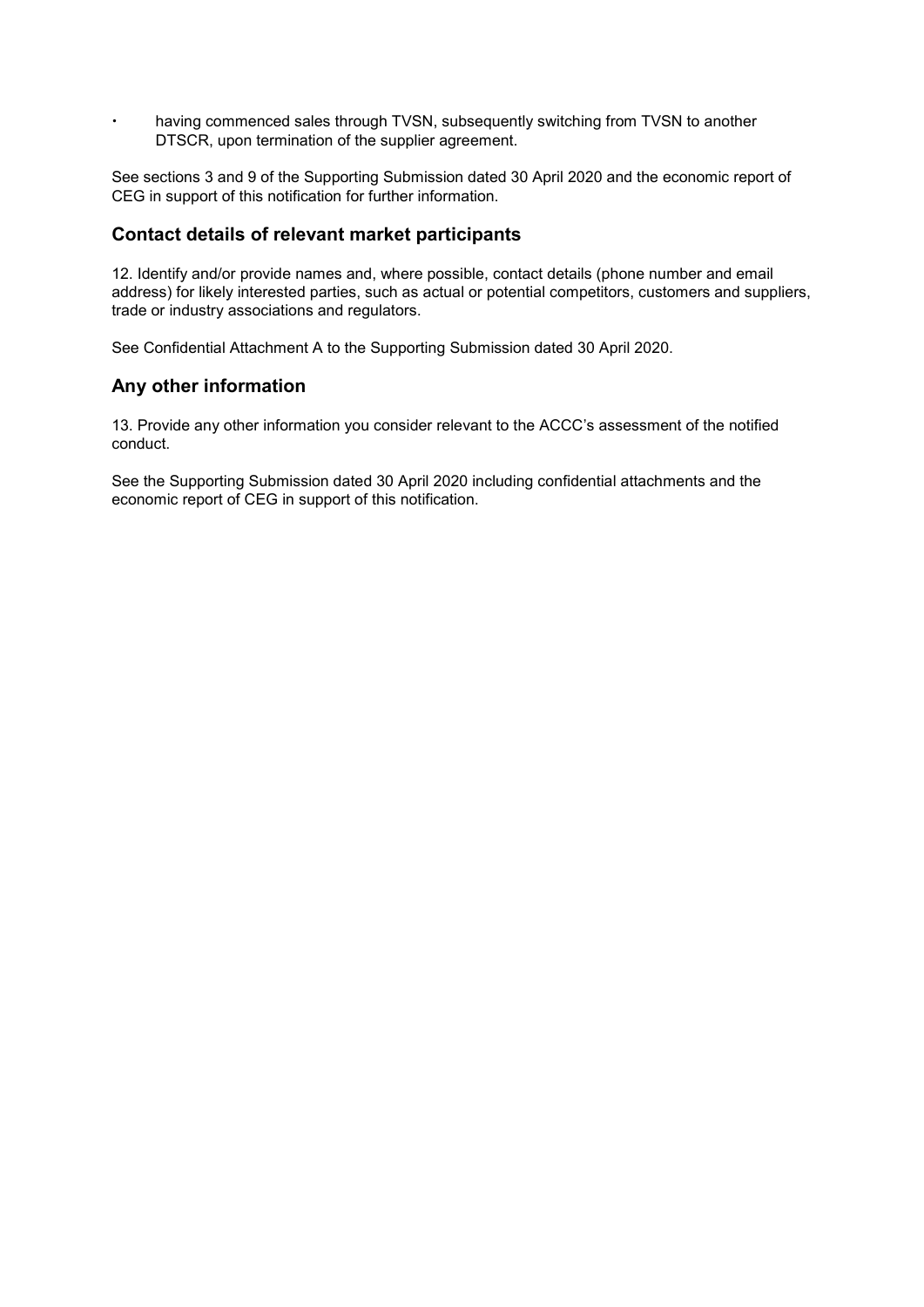- having commenced sales through TVSN, subsequently switching from TVSN to another DTSCR, upon termination of the supplier agreement.

See sections 3 and 9 of the Supporting Submission dated 30 April 2020 and the economic report of CEG in support of this notification for further information.

## Contact details of relevant market participants

12. Identify and/or provide names and, where possible, contact details (phone number and email address) for likely interested parties, such as actual or potential competitors, customers and suppliers, trade or industry associations and regulators.

See Confidential Attachment A to the Supporting Submission dated 30 April 2020.

## Any other information

13. Provide any other information you consider relevant to the ACCC's assessment of the notified conduct.

See the Supporting Submission dated 30 April 2020 including confidential attachments and the economic report of CEG in support of this notification.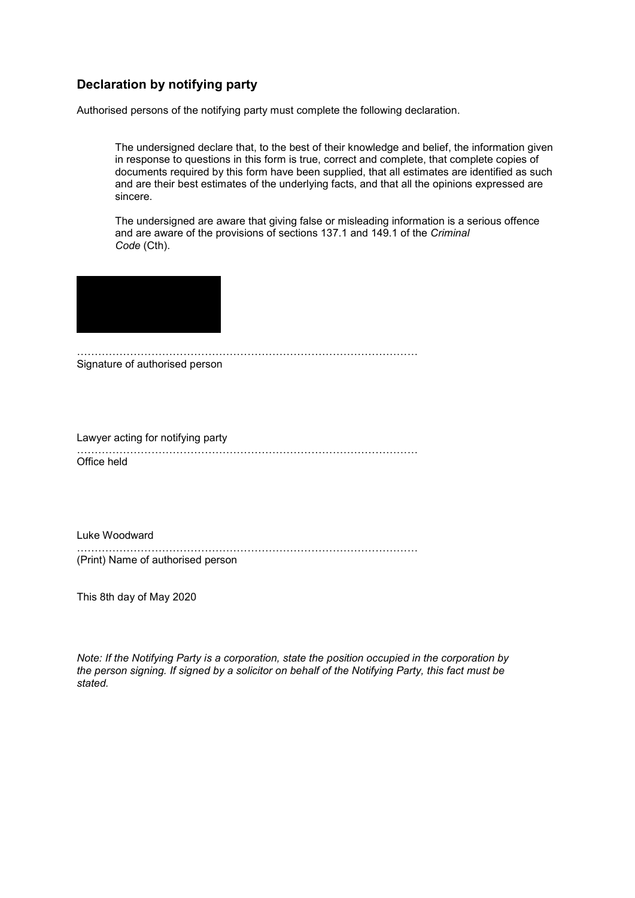## Declaration by notifying party

Authorised persons of the notifying party must complete the following declaration.

> The undersigned declare that, to the best of their knowledge and belief, the information given in response to questions in this form is true, correct and complete, that complete copies of documents required by this form have been supplied, that all estimates are identified as such and are their best estimates of the underlying facts, and that all the opinions expressed are sincere.
>
> The undersigned are aware that giving false or misleading information is a serious offence and are aware of the provisions of sections 137.1 and 149.1 of the *Criminal Code* (Cth).

…………………………………………………………………………………
Signature of authorised person

Lawyer acting for notifying party
…………………………………………………………………………………
Office held

Luke Woodward
…………………………………………………………………………………
(Print) Name of authorised person

This 8th day of May 2020

*Note: If the Notifying Party is a corporation, state the position occupied in the corporation by the person signing. If signed by a solicitor on behalf of the Notifying Party, this fact must be stated.*